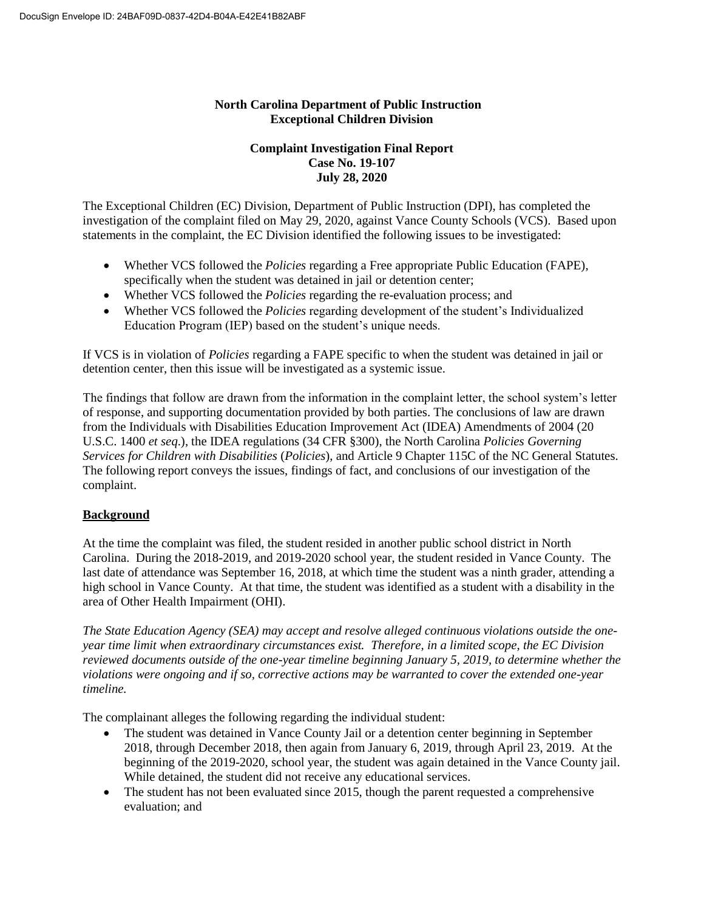**North Carolina Department of Public Instruction**
**Exceptional Children Division**

**Complaint Investigation Final Report**
**Case No. 19-107**
**July 28, 2020**

The Exceptional Children (EC) Division, Department of Public Instruction (DPI), has completed the investigation of the complaint filed on May 29, 2020, against Vance County Schools (VCS). Based upon statements in the complaint, the EC Division identified the following issues to be investigated:

- Whether VCS followed the *Policies* regarding a Free appropriate Public Education (FAPE), specifically when the student was detained in jail or detention center;
- Whether VCS followed the *Policies* regarding the re-evaluation process; and
- Whether VCS followed the *Policies* regarding development of the student's Individualized Education Program (IEP) based on the student's unique needs.

If VCS is in violation of *Policies* regarding a FAPE specific to when the student was detained in jail or detention center, then this issue will be investigated as a systemic issue.

The findings that follow are drawn from the information in the complaint letter, the school system's letter of response, and supporting documentation provided by both parties. The conclusions of law are drawn from the Individuals with Disabilities Education Improvement Act (IDEA) Amendments of 2004 (20 U.S.C. 1400 *et seq*.), the IDEA regulations (34 CFR §300), the North Carolina *Policies Governing Services for Children with Disabilities* (*Policies*), and Article 9 Chapter 115C of the NC General Statutes. The following report conveys the issues, findings of fact, and conclusions of our investigation of the complaint.

## **Background**

At the time the complaint was filed, the student resided in another public school district in North Carolina. During the 2018-2019, and 2019-2020 school year, the student resided in Vance County. The last date of attendance was September 16, 2018, at which time the student was a ninth grader, attending a high school in Vance County. At that time, the student was identified as a student with a disability in the area of Other Health Impairment (OHI).

*The State Education Agency (SEA) may accept and resolve alleged continuous violations outside the one-year time limit when extraordinary circumstances exist. Therefore, in a limited scope, the EC Division reviewed documents outside of the one-year timeline beginning January 5, 2019, to determine whether the violations were ongoing and if so, corrective actions may be warranted to cover the extended one-year timeline.*

The complainant alleges the following regarding the individual student:

- The student was detained in Vance County Jail or a detention center beginning in September 2018, through December 2018, then again from January 6, 2019, through April 23, 2019. At the beginning of the 2019-2020, school year, the student was again detained in the Vance County jail. While detained, the student did not receive any educational services.
- The student has not been evaluated since 2015, though the parent requested a comprehensive evaluation; and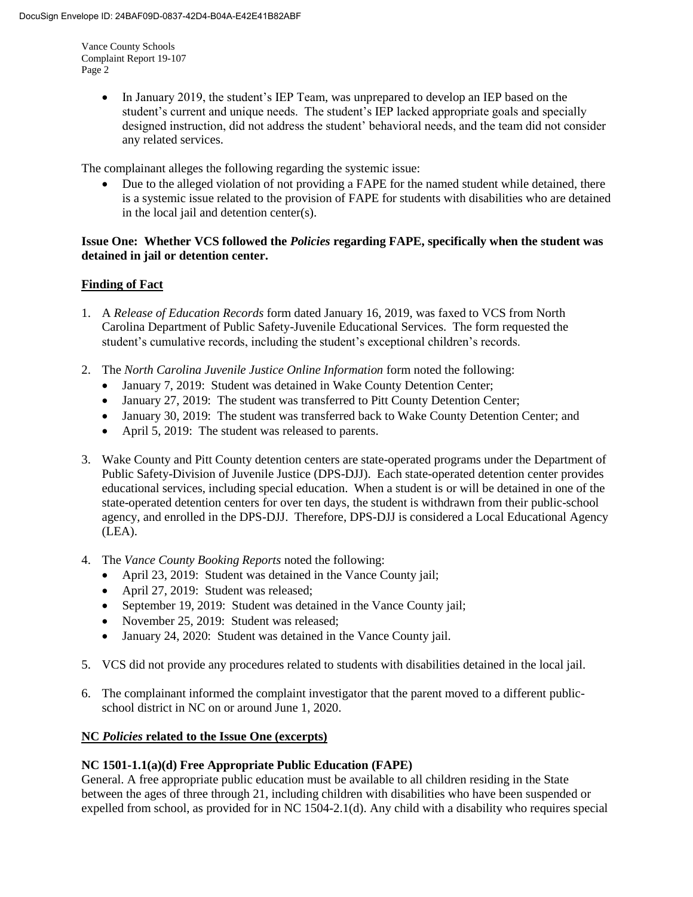- In January 2019, the student's IEP Team, was unprepared to develop an IEP based on the student's current and unique needs. The student's IEP lacked appropriate goals and specially designed instruction, did not address the student' behavioral needs, and the team did not consider any related services.

The complainant alleges the following regarding the systemic issue:

- Due to the alleged violation of not providing a FAPE for the named student while detained, there is a systemic issue related to the provision of FAPE for students with disabilities who are detained in the local jail and detention center(s).

**Issue One: Whether VCS followed the *Policies* regarding FAPE, specifically when the student was detained in jail or detention center.**

## Finding of Fact

1. A *Release of Education Records* form dated January 16, 2019, was faxed to VCS from North Carolina Department of Public Safety-Juvenile Educational Services. The form requested the student's cumulative records, including the student's exceptional children's records.

2. The *North Carolina Juvenile Justice Online Information* form noted the following:
   - January 7, 2019: Student was detained in Wake County Detention Center;
   - January 27, 2019: The student was transferred to Pitt County Detention Center;
   - January 30, 2019: The student was transferred back to Wake County Detention Center; and
   - April 5, 2019: The student was released to parents.

3. Wake County and Pitt County detention centers are state-operated programs under the Department of Public Safety-Division of Juvenile Justice (DPS-DJJ). Each state-operated detention center provides educational services, including special education. When a student is or will be detained in one of the state-operated detention centers for over ten days, the student is withdrawn from their public-school agency, and enrolled in the DPS-DJJ. Therefore, DPS-DJJ is considered a Local Educational Agency (LEA).

4. The *Vance County Booking Reports* noted the following:
   - April 23, 2019: Student was detained in the Vance County jail;
   - April 27, 2019: Student was released;
   - September 19, 2019: Student was detained in the Vance County jail;
   - November 25, 2019: Student was released;
   - January 24, 2020: Student was detained in the Vance County jail.

5. VCS did not provide any procedures related to students with disabilities detained in the local jail.

6. The complainant informed the complaint investigator that the parent moved to a different public-school district in NC on or around June 1, 2020.

## NC *Policies* related to the Issue One (excerpts)

**NC 1501-1.1(a)(d) Free Appropriate Public Education (FAPE)**

General. A free appropriate public education must be available to all children residing in the State between the ages of three through 21, including children with disabilities who have been suspended or expelled from school, as provided for in NC 1504-2.1(d). Any child with a disability who requires special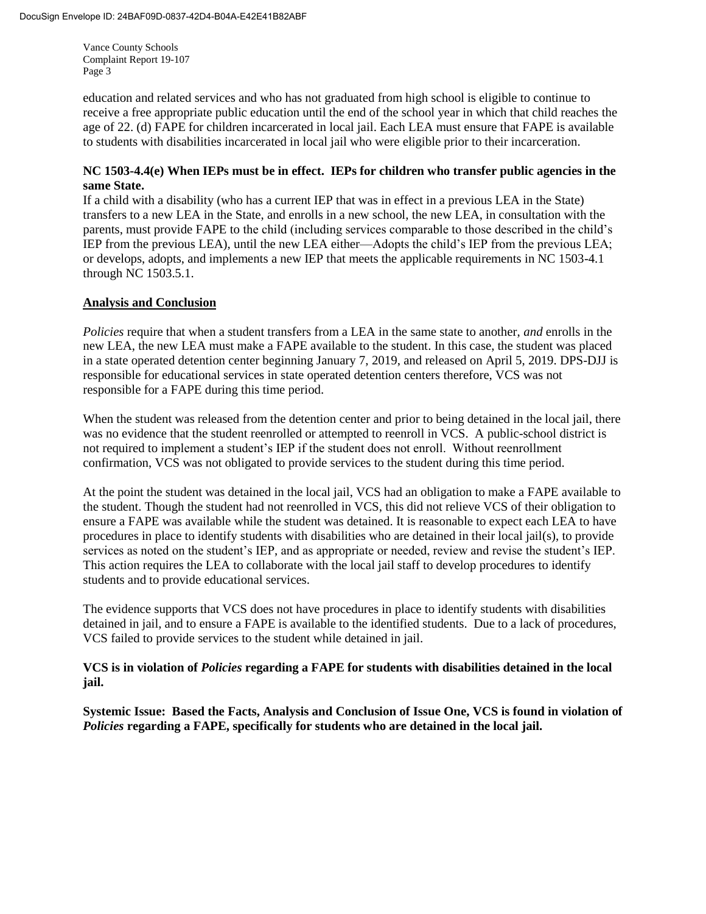education and related services and who has not graduated from high school is eligible to continue to receive a free appropriate public education until the end of the school year in which that child reaches the age of 22. (d) FAPE for children incarcerated in local jail. Each LEA must ensure that FAPE is available to students with disabilities incarcerated in local jail who were eligible prior to their incarceration.

**NC 1503-4.4(e) When IEPs must be in effect. IEPs for children who transfer public agencies in the same State.**

If a child with a disability (who has a current IEP that was in effect in a previous LEA in the State) transfers to a new LEA in the State, and enrolls in a new school, the new LEA, in consultation with the parents, must provide FAPE to the child (including services comparable to those described in the child's IEP from the previous LEA), until the new LEA either—Adopts the child's IEP from the previous LEA; or develops, adopts, and implements a new IEP that meets the applicable requirements in NC 1503-4.1 through NC 1503.5.1.

**Analysis and Conclusion**

*Policies* require that when a student transfers from a LEA in the same state to another, *and* enrolls in the new LEA, the new LEA must make a FAPE available to the student. In this case, the student was placed in a state operated detention center beginning January 7, 2019, and released on April 5, 2019. DPS-DJJ is responsible for educational services in state operated detention centers therefore, VCS was not responsible for a FAPE during this time period.

When the student was released from the detention center and prior to being detained in the local jail, there was no evidence that the student reenrolled or attempted to reenroll in VCS. A public-school district is not required to implement a student's IEP if the student does not enroll. Without reenrollment confirmation, VCS was not obligated to provide services to the student during this time period.

At the point the student was detained in the local jail, VCS had an obligation to make a FAPE available to the student. Though the student had not reenrolled in VCS, this did not relieve VCS of their obligation to ensure a FAPE was available while the student was detained. It is reasonable to expect each LEA to have procedures in place to identify students with disabilities who are detained in their local jail(s), to provide services as noted on the student's IEP, and as appropriate or needed, review and revise the student's IEP. This action requires the LEA to collaborate with the local jail staff to develop procedures to identify students and to provide educational services.

The evidence supports that VCS does not have procedures in place to identify students with disabilities detained in jail, and to ensure a FAPE is available to the identified students. Due to a lack of procedures, VCS failed to provide services to the student while detained in jail.

**VCS is in violation of *Policies* regarding a FAPE for students with disabilities detained in the local jail.**

**Systemic Issue: Based the Facts, Analysis and Conclusion of Issue One, VCS is found in violation of *Policies* regarding a FAPE, specifically for students who are detained in the local jail.**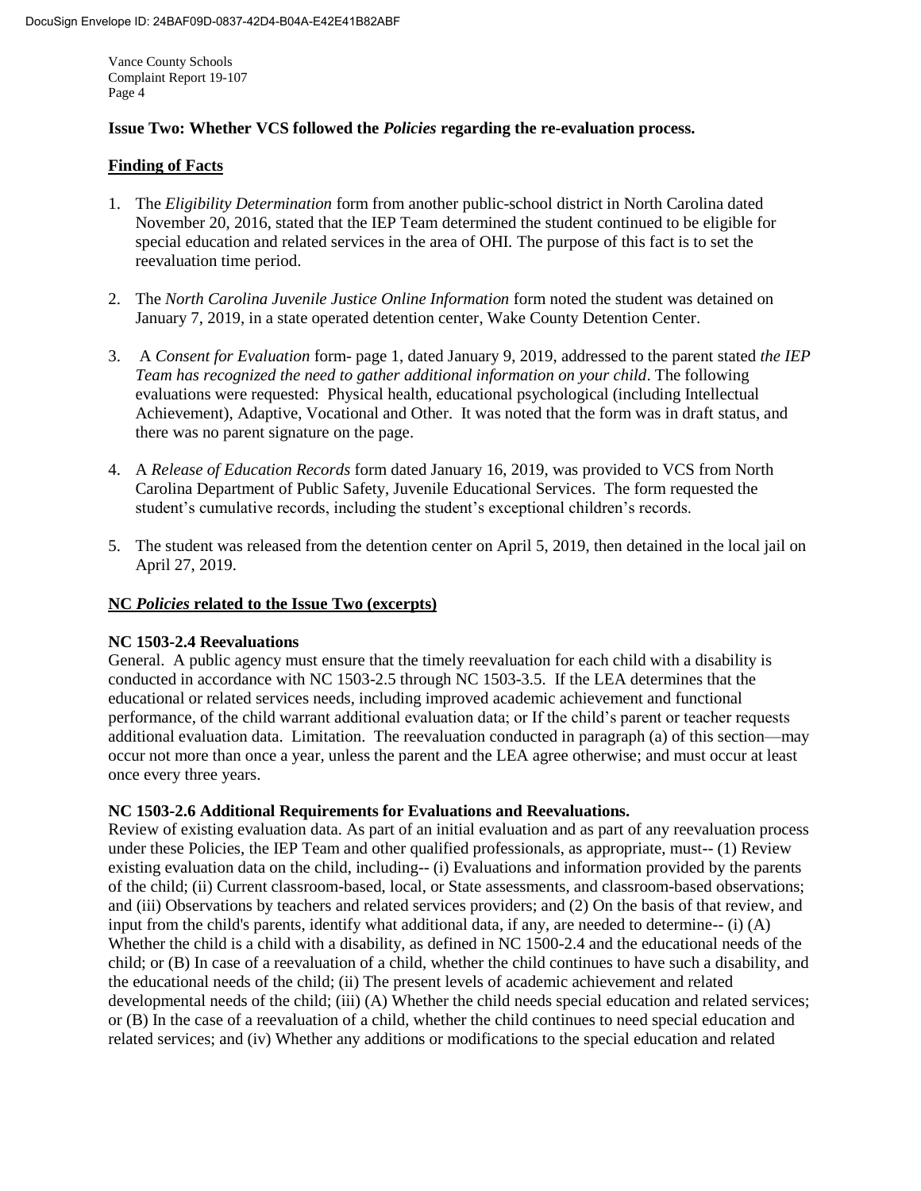**Issue Two: Whether VCS followed the *Policies* regarding the re-evaluation process.**

**<u>Finding of Facts</u>**

1. The *Eligibility Determination* form from another public-school district in North Carolina dated November 20, 2016, stated that the IEP Team determined the student continued to be eligible for special education and related services in the area of OHI. The purpose of this fact is to set the reevaluation time period.

2. The *North Carolina Juvenile Justice Online Information* form noted the student was detained on January 7, 2019, in a state operated detention center, Wake County Detention Center.

3. A *Consent for Evaluation* form- page 1, dated January 9, 2019, addressed to the parent stated *the IEP Team has recognized the need to gather additional information on your child*. The following evaluations were requested: Physical health, educational psychological (including Intellectual Achievement), Adaptive, Vocational and Other. It was noted that the form was in draft status, and there was no parent signature on the page.

4. A *Release of Education Records* form dated January 16, 2019, was provided to VCS from North Carolina Department of Public Safety, Juvenile Educational Services. The form requested the student's cumulative records, including the student's exceptional children's records.

5. The student was released from the detention center on April 5, 2019, then detained in the local jail on April 27, 2019.

**<u>NC *Policies* related to the Issue Two (excerpts)</u>**

**NC 1503-2.4 Reevaluations**

General. A public agency must ensure that the timely reevaluation for each child with a disability is conducted in accordance with NC 1503-2.5 through NC 1503-3.5. If the LEA determines that the educational or related services needs, including improved academic achievement and functional performance, of the child warrant additional evaluation data; or If the child's parent or teacher requests additional evaluation data. Limitation. The reevaluation conducted in paragraph (a) of this section—may occur not more than once a year, unless the parent and the LEA agree otherwise; and must occur at least once every three years.

**NC 1503-2.6 Additional Requirements for Evaluations and Reevaluations.**

Review of existing evaluation data. As part of an initial evaluation and as part of any reevaluation process under these Policies, the IEP Team and other qualified professionals, as appropriate, must-- (1) Review existing evaluation data on the child, including-- (i) Evaluations and information provided by the parents of the child; (ii) Current classroom-based, local, or State assessments, and classroom-based observations; and (iii) Observations by teachers and related services providers; and (2) On the basis of that review, and input from the child's parents, identify what additional data, if any, are needed to determine-- (i) (A) Whether the child is a child with a disability, as defined in NC 1500-2.4 and the educational needs of the child; or (B) In case of a reevaluation of a child, whether the child continues to have such a disability, and the educational needs of the child; (ii) The present levels of academic achievement and related developmental needs of the child; (iii) (A) Whether the child needs special education and related services; or (B) In the case of a reevaluation of a child, whether the child continues to need special education and related services; and (iv) Whether any additions or modifications to the special education and related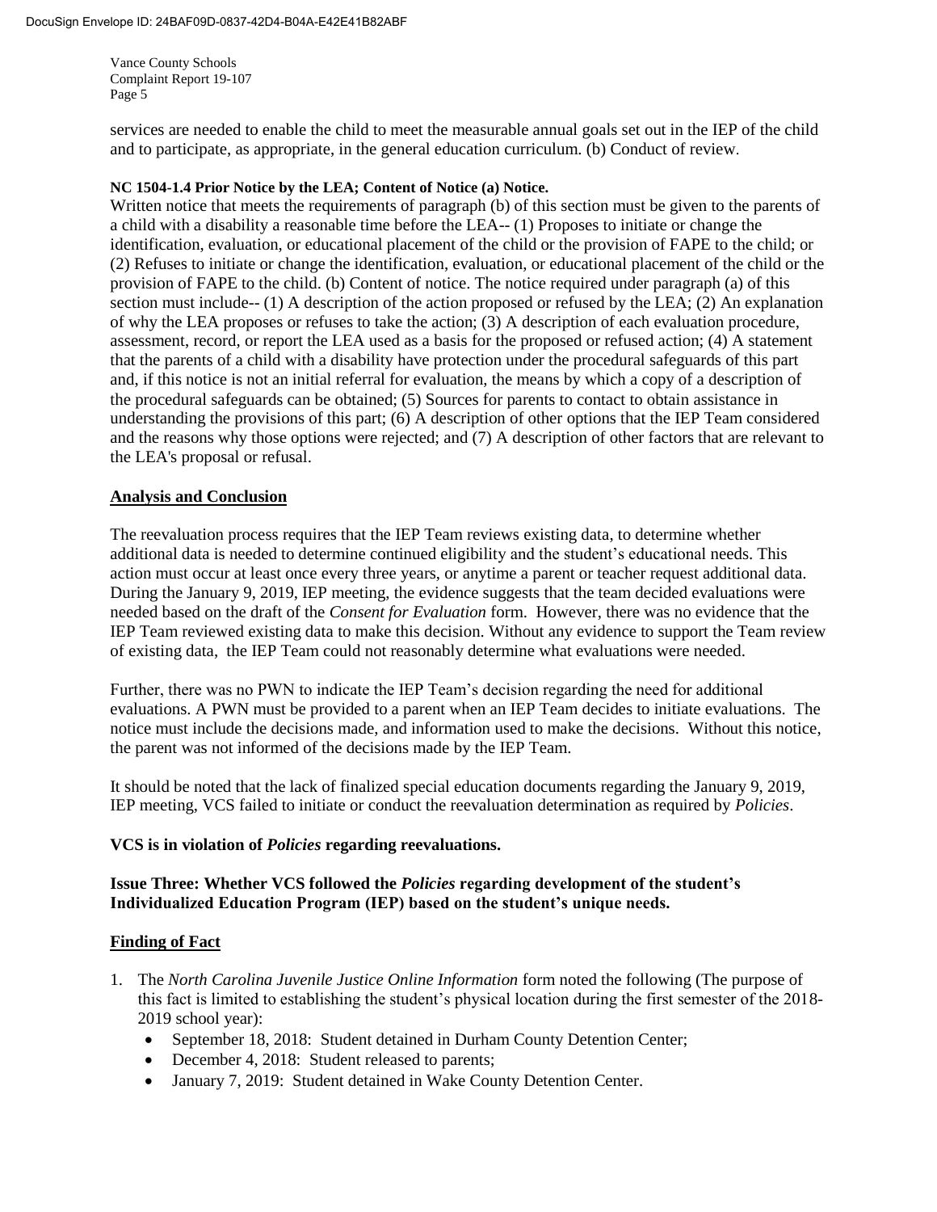services are needed to enable the child to meet the measurable annual goals set out in the IEP of the child and to participate, as appropriate, in the general education curriculum. (b) Conduct of review.

**NC 1504-1.4 Prior Notice by the LEA; Content of Notice (a) Notice.**

Written notice that meets the requirements of paragraph (b) of this section must be given to the parents of a child with a disability a reasonable time before the LEA-- (1) Proposes to initiate or change the identification, evaluation, or educational placement of the child or the provision of FAPE to the child; or (2) Refuses to initiate or change the identification, evaluation, or educational placement of the child or the provision of FAPE to the child. (b) Content of notice. The notice required under paragraph (a) of this section must include-- (1) A description of the action proposed or refused by the LEA; (2) An explanation of why the LEA proposes or refuses to take the action; (3) A description of each evaluation procedure, assessment, record, or report the LEA used as a basis for the proposed or refused action; (4) A statement that the parents of a child with a disability have protection under the procedural safeguards of this part and, if this notice is not an initial referral for evaluation, the means by which a copy of a description of the procedural safeguards can be obtained; (5) Sources for parents to contact to obtain assistance in understanding the provisions of this part; (6) A description of other options that the IEP Team considered and the reasons why those options were rejected; and (7) A description of other factors that are relevant to the LEA's proposal or refusal.

## Analysis and Conclusion

The reevaluation process requires that the IEP Team reviews existing data, to determine whether additional data is needed to determine continued eligibility and the student's educational needs. This action must occur at least once every three years, or anytime a parent or teacher request additional data. During the January 9, 2019, IEP meeting, the evidence suggests that the team decided evaluations were needed based on the draft of the *Consent for Evaluation* form. However, there was no evidence that the IEP Team reviewed existing data to make this decision. Without any evidence to support the Team review of existing data, the IEP Team could not reasonably determine what evaluations were needed.

Further, there was no PWN to indicate the IEP Team's decision regarding the need for additional evaluations. A PWN must be provided to a parent when an IEP Team decides to initiate evaluations. The notice must include the decisions made, and information used to make the decisions. Without this notice, the parent was not informed of the decisions made by the IEP Team.

It should be noted that the lack of finalized special education documents regarding the January 9, 2019, IEP meeting, VCS failed to initiate or conduct the reevaluation determination as required by *Policies*.

**VCS is in violation of *Policies* regarding reevaluations.**

**Issue Three: Whether VCS followed the *Policies* regarding development of the student's Individualized Education Program (IEP) based on the student's unique needs.**

## Finding of Fact

1. The *North Carolina Juvenile Justice Online Information* form noted the following (The purpose of this fact is limited to establishing the student's physical location during the first semester of the 2018-2019 school year):
   - September 18, 2018: Student detained in Durham County Detention Center;
   - December 4, 2018: Student released to parents;
   - January 7, 2019: Student detained in Wake County Detention Center.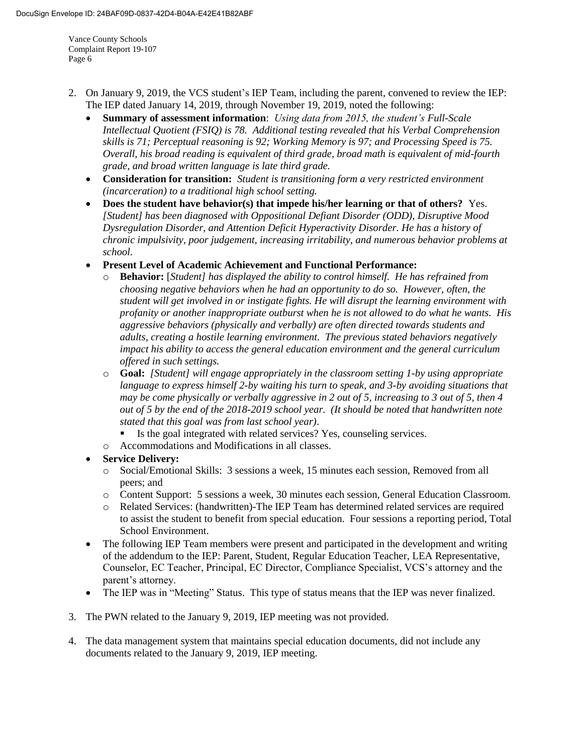2. On January 9, 2019, the VCS student's IEP Team, including the parent, convened to review the IEP: The IEP dated January 14, 2019, through November 19, 2019, noted the following:
   - **Summary of assessment information**: *Using data from 2015, the student's Full-Scale Intellectual Quotient (FSIQ) is 78. Additional testing revealed that his Verbal Comprehension skills is 71; Perceptual reasoning is 92; Working Memory is 97; and Processing Speed is 75. Overall, his broad reading is equivalent of third grade, broad math is equivalent of mid-fourth grade, and broad written language is late third grade.*
   - **Consideration for transition:** *Student is transitioning form a very restricted environment (incarceration) to a traditional high school setting.*
   - **Does the student have behavior(s) that impede his/her learning or that of others?** Yes. *[Student] has been diagnosed with Oppositional Defiant Disorder (ODD), Disruptive Mood Dysregulation Disorder, and Attention Deficit Hyperactivity Disorder. He has a history of chronic impulsivity, poor judgement, increasing irritability, and numerous behavior problems at school.*
   - **Present Level of Academic Achievement and Functional Performance:**
     - **Behavior:** [*Student*] *has displayed the ability to control himself. He has refrained from choosing negative behaviors when he had an opportunity to do so. However, often, the student will get involved in or instigate fights. He will disrupt the learning environment with profanity or another inappropriate outburst when he is not allowed to do what he wants. His aggressive behaviors (physically and verbally) are often directed towards students and adults, creating a hostile learning environment. The previous stated behaviors negatively impact his ability to access the general education environment and the general curriculum offered in such settings.*
     - **Goal:** *[Student] will engage appropriately in the classroom setting 1-by using appropriate language to express himself 2-by waiting his turn to speak, and 3-by avoiding situations that may be come physically or verbally aggressive in 2 out of 5, increasing to 3 out of 5, then 4 out of 5 by the end of the 2018-2019 school year. (It should be noted that handwritten note stated that this goal was from last school year)*.
       - Is the goal integrated with related services? Yes, counseling services.
     - Accommodations and Modifications in all classes.
   - **Service Delivery:**
     - Social/Emotional Skills: 3 sessions a week, 15 minutes each session, Removed from all peers; and
     - Content Support: 5 sessions a week, 30 minutes each session, General Education Classroom.
     - Related Services: (handwritten)-The IEP Team has determined related services are required to assist the student to benefit from special education. Four sessions a reporting period, Total School Environment.
   - The following IEP Team members were present and participated in the development and writing of the addendum to the IEP: Parent, Student, Regular Education Teacher, LEA Representative, Counselor, EC Teacher, Principal, EC Director, Compliance Specialist, VCS's attorney and the parent's attorney.
   - The IEP was in "Meeting" Status. This type of status means that the IEP was never finalized.

3. The PWN related to the January 9, 2019, IEP meeting was not provided.

4. The data management system that maintains special education documents, did not include any documents related to the January 9, 2019, IEP meeting.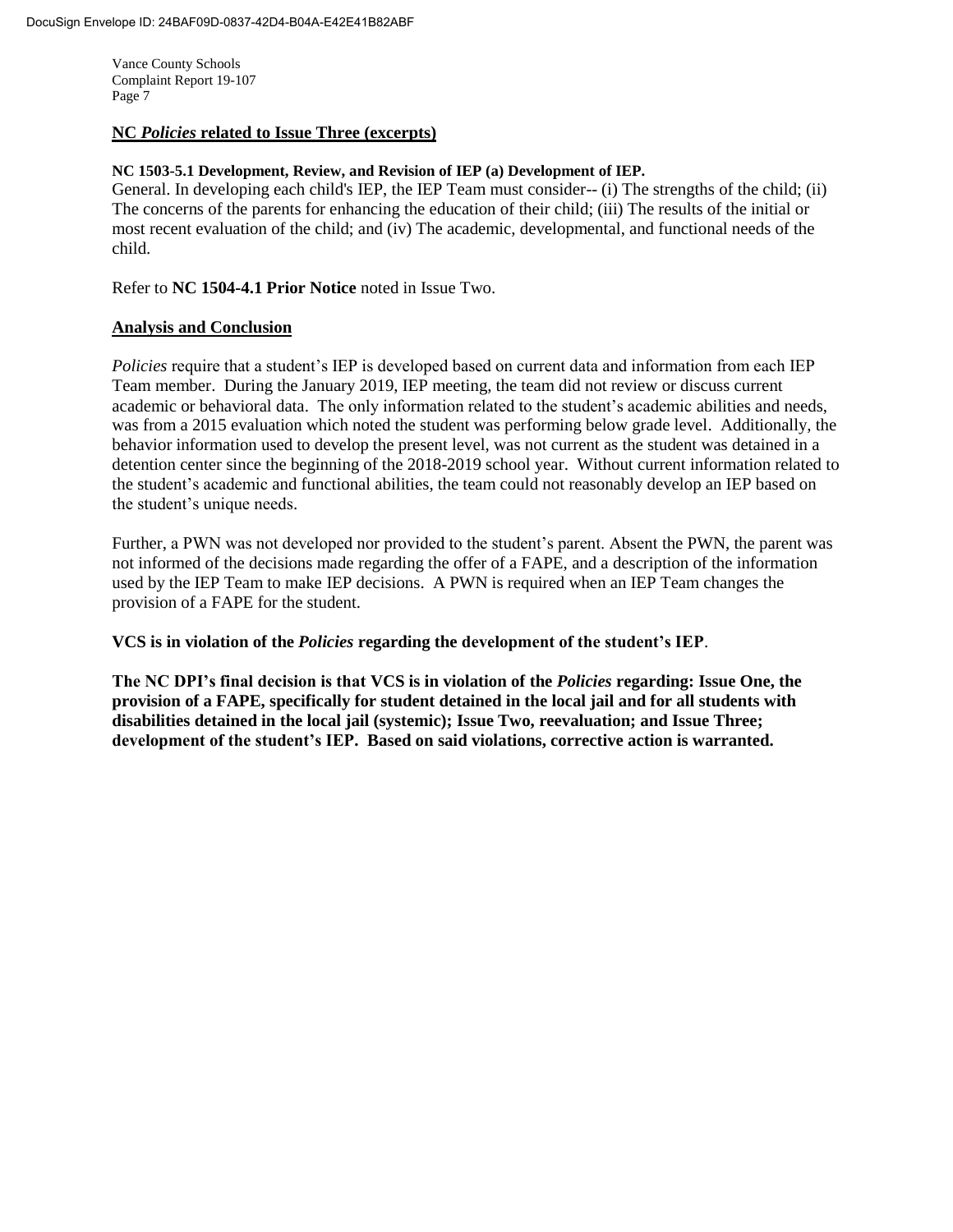## NC *Policies* related to Issue Three (excerpts)

**NC 1503-5.1 Development, Review, and Revision of IEP (a) Development of IEP.**

General. In developing each child's IEP, the IEP Team must consider-- (i) The strengths of the child; (ii) The concerns of the parents for enhancing the education of their child; (iii) The results of the initial or most recent evaluation of the child; and (iv) The academic, developmental, and functional needs of the child.

Refer to **NC 1504-4.1 Prior Notice** noted in Issue Two.

## Analysis and Conclusion

*Policies* require that a student's IEP is developed based on current data and information from each IEP Team member. During the January 2019, IEP meeting, the team did not review or discuss current academic or behavioral data. The only information related to the student's academic abilities and needs, was from a 2015 evaluation which noted the student was performing below grade level. Additionally, the behavior information used to develop the present level, was not current as the student was detained in a detention center since the beginning of the 2018-2019 school year. Without current information related to the student's academic and functional abilities, the team could not reasonably develop an IEP based on the student's unique needs.

Further, a PWN was not developed nor provided to the student's parent. Absent the PWN, the parent was not informed of the decisions made regarding the offer of a FAPE, and a description of the information used by the IEP Team to make IEP decisions. A PWN is required when an IEP Team changes the provision of a FAPE for the student.

**VCS is in violation of the *Policies* regarding the development of the student's IEP**.

**The NC DPI's final decision is that VCS is in violation of the *Policies* regarding: Issue One, the provision of a FAPE, specifically for student detained in the local jail and for all students with disabilities detained in the local jail (systemic); Issue Two, reevaluation; and Issue Three; development of the student's IEP. Based on said violations, corrective action is warranted.**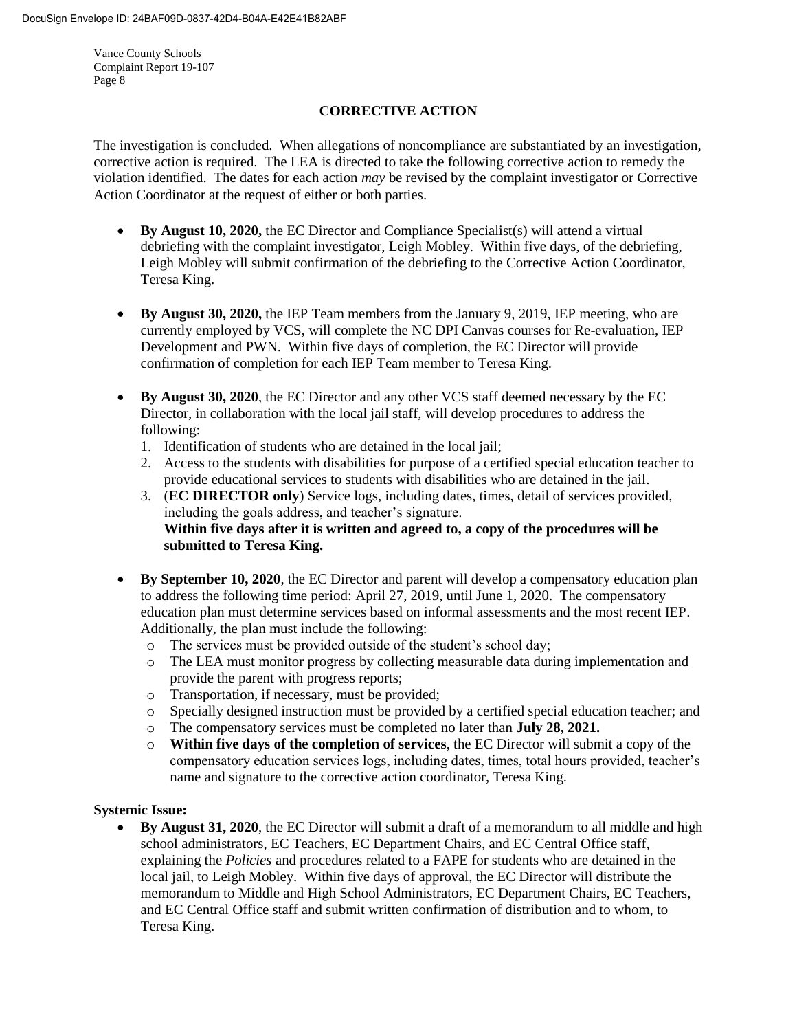## CORRECTIVE ACTION

The investigation is concluded. When allegations of noncompliance are substantiated by an investigation, corrective action is required. The LEA is directed to take the following corrective action to remedy the violation identified. The dates for each action *may* be revised by the complaint investigator or Corrective Action Coordinator at the request of either or both parties.

- **By August 10, 2020,** the EC Director and Compliance Specialist(s) will attend a virtual debriefing with the complaint investigator, Leigh Mobley. Within five days, of the debriefing, Leigh Mobley will submit confirmation of the debriefing to the Corrective Action Coordinator, Teresa King.
- **By August 30, 2020,** the IEP Team members from the January 9, 2019, IEP meeting, who are currently employed by VCS, will complete the NC DPI Canvas courses for Re-evaluation, IEP Development and PWN. Within five days of completion, the EC Director will provide confirmation of completion for each IEP Team member to Teresa King.
- **By August 30, 2020**, the EC Director and any other VCS staff deemed necessary by the EC Director, in collaboration with the local jail staff, will develop procedures to address the following:
  1. Identification of students who are detained in the local jail;
  2. Access to the students with disabilities for purpose of a certified special education teacher to provide educational services to students with disabilities who are detained in the jail.
  3. (**EC DIRECTOR only**) Service logs, including dates, times, detail of services provided, including the goals address, and teacher's signature.

  **Within five days after it is written and agreed to, a copy of the procedures will be submitted to Teresa King.**
- **By September 10, 2020**, the EC Director and parent will develop a compensatory education plan to address the following time period: April 27, 2019, until June 1, 2020. The compensatory education plan must determine services based on informal assessments and the most recent IEP. Additionally, the plan must include the following:
  - The services must be provided outside of the student's school day;
  - The LEA must monitor progress by collecting measurable data during implementation and provide the parent with progress reports;
  - Transportation, if necessary, must be provided;
  - Specially designed instruction must be provided by a certified special education teacher; and
  - The compensatory services must be completed no later than **July 28, 2021.**
  - **Within five days of the completion of services**, the EC Director will submit a copy of the compensatory education services logs, including dates, times, total hours provided, teacher's name and signature to the corrective action coordinator, Teresa King.

**Systemic Issue:**

- **By August 31, 2020**, the EC Director will submit a draft of a memorandum to all middle and high school administrators, EC Teachers, EC Department Chairs, and EC Central Office staff, explaining the *Policies* and procedures related to a FAPE for students who are detained in the local jail, to Leigh Mobley. Within five days of approval, the EC Director will distribute the memorandum to Middle and High School Administrators, EC Department Chairs, EC Teachers, and EC Central Office staff and submit written confirmation of distribution and to whom, to Teresa King.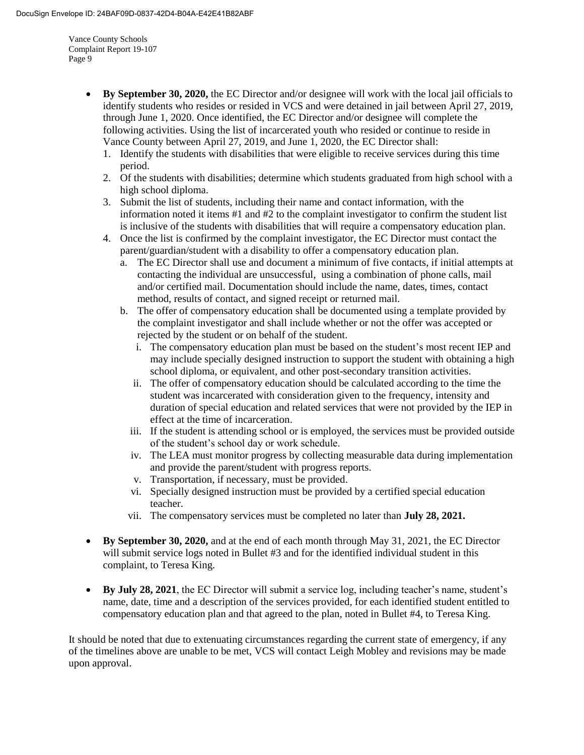- **By September 30, 2020,** the EC Director and/or designee will work with the local jail officials to identify students who resides or resided in VCS and were detained in jail between April 27, 2019, through June 1, 2020. Once identified, the EC Director and/or designee will complete the following activities. Using the list of incarcerated youth who resided or continue to reside in Vance County between April 27, 2019, and June 1, 2020, the EC Director shall:
  1. Identify the students with disabilities that were eligible to receive services during this time period.
  2. Of the students with disabilities; determine which students graduated from high school with a high school diploma.
  3. Submit the list of students, including their name and contact information, with the information noted it items #1 and #2 to the complaint investigator to confirm the student list is inclusive of the students with disabilities that will require a compensatory education plan.
  4. Once the list is confirmed by the complaint investigator, the EC Director must contact the parent/guardian/student with a disability to offer a compensatory education plan.
     a. The EC Director shall use and document a minimum of five contacts, if initial attempts at contacting the individual are unsuccessful, using a combination of phone calls, mail and/or certified mail. Documentation should include the name, dates, times, contact method, results of contact, and signed receipt or returned mail.
     b. The offer of compensatory education shall be documented using a template provided by the complaint investigator and shall include whether or not the offer was accepted or rejected by the student or on behalf of the student.
        i. The compensatory education plan must be based on the student's most recent IEP and may include specially designed instruction to support the student with obtaining a high school diploma, or equivalent, and other post-secondary transition activities.
        ii. The offer of compensatory education should be calculated according to the time the student was incarcerated with consideration given to the frequency, intensity and duration of special education and related services that were not provided by the IEP in effect at the time of incarceration.
        iii. If the student is attending school or is employed, the services must be provided outside of the student's school day or work schedule.
        iv. The LEA must monitor progress by collecting measurable data during implementation and provide the parent/student with progress reports.
        v. Transportation, if necessary, must be provided.
        vi. Specially designed instruction must be provided by a certified special education teacher.
        vii. The compensatory services must be completed no later than **July 28, 2021.**

- **By September 30, 2020,** and at the end of each month through May 31, 2021, the EC Director will submit service logs noted in Bullet #3 and for the identified individual student in this complaint, to Teresa King.

- **By July 28, 2021**, the EC Director will submit a service log, including teacher's name, student's name, date, time and a description of the services provided, for each identified student entitled to compensatory education plan and that agreed to the plan, noted in Bullet #4, to Teresa King.

It should be noted that due to extenuating circumstances regarding the current state of emergency, if any of the timelines above are unable to be met, VCS will contact Leigh Mobley and revisions may be made upon approval.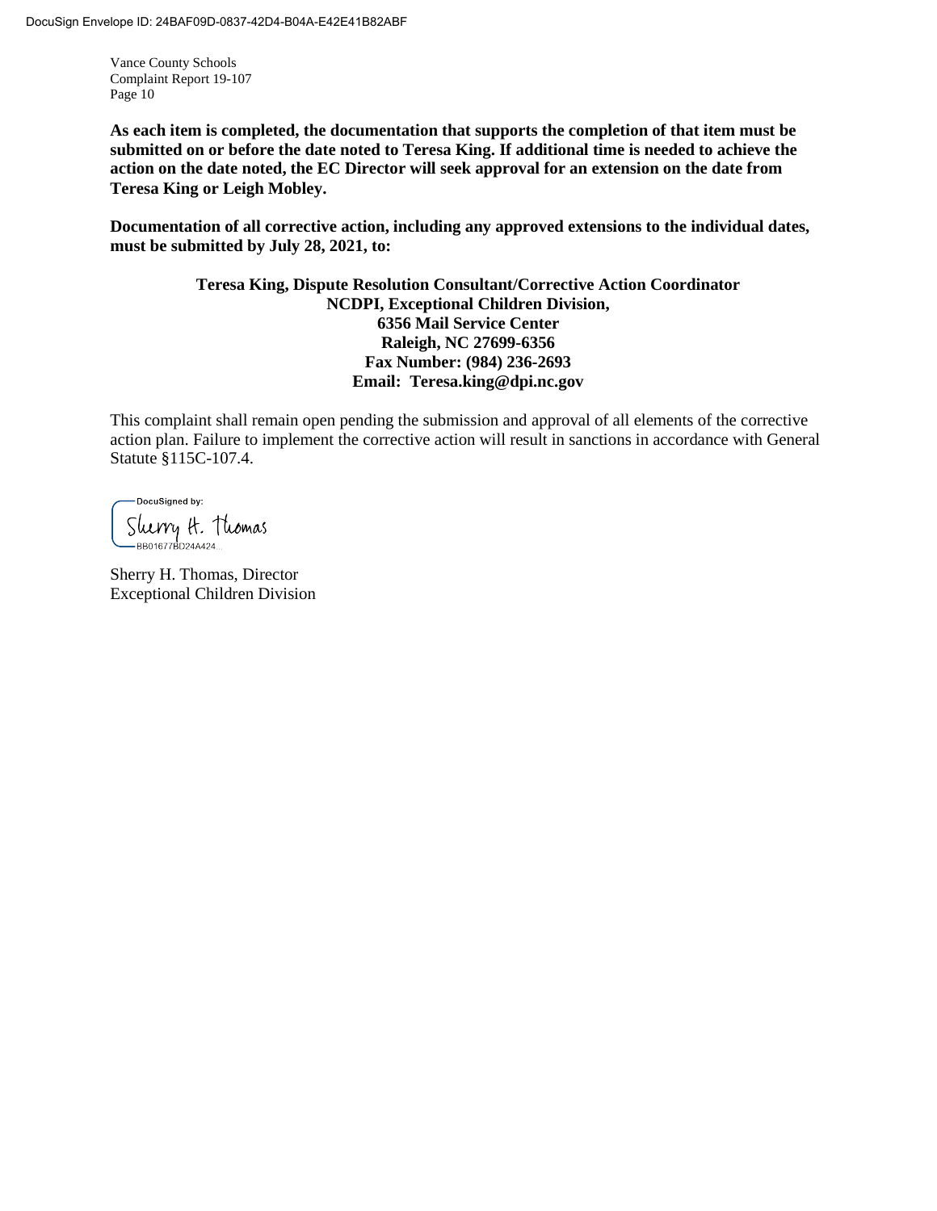**As each item is completed, the documentation that supports the completion of that item must be submitted on or before the date noted to Teresa King. If additional time is needed to achieve the action on the date noted, the EC Director will seek approval for an extension on the date from Teresa King or Leigh Mobley.**

**Documentation of all corrective action, including any approved extensions to the individual dates, must be submitted by July 28, 2021, to:**

**Teresa King, Dispute Resolution Consultant/Corrective Action Coordinator**
**NCDPI, Exceptional Children Division,**
**6356 Mail Service Center**
**Raleigh, NC 27699-6356**
**Fax Number: (984) 236-2693**
**Email: Teresa.king@dpi.nc.gov**

This complaint shall remain open pending the submission and approval of all elements of the corrective action plan. Failure to implement the corrective action will result in sanctions in accordance with General Statute §115C-107.4.

DocuSigned by:
Sherry H. Thomas
BB01677BD24A424...

Sherry H. Thomas, Director
Exceptional Children Division